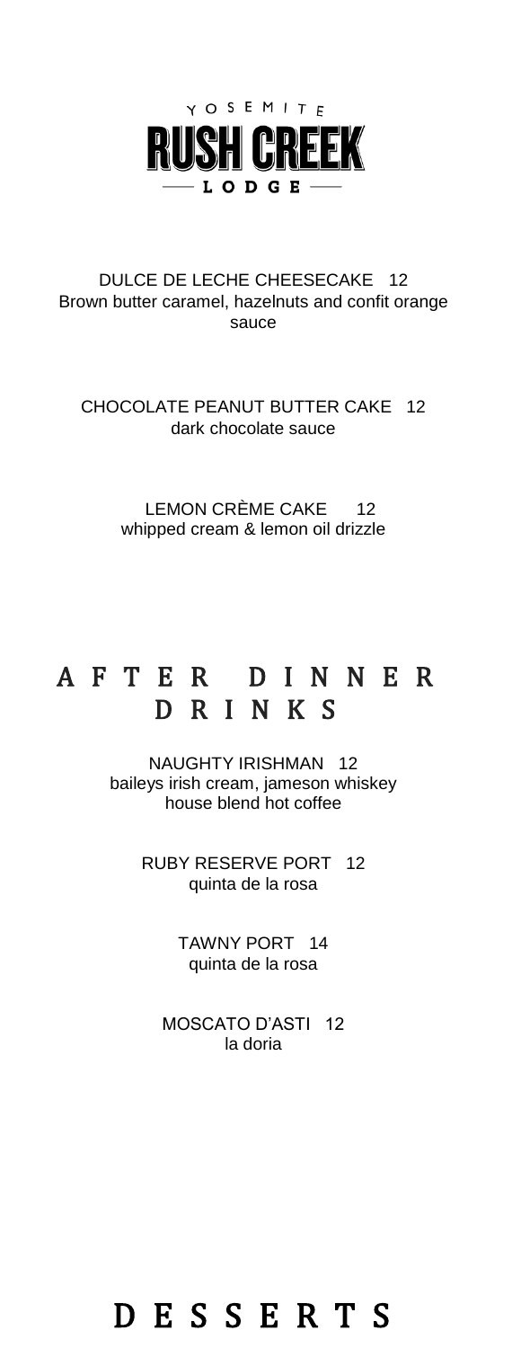YOSEMITE

# RUSH CREEK

LODGE

DULCE DE LECHE CHEESECAKE 12
Brown butter caramel, hazelnuts and confit orange sauce

CHOCOLATE PEANUT BUTTER CAKE 12
dark chocolate sauce

LEMON CRÈME CAKE 12
whipped cream & lemon oil drizzle

## AFTER DINNER DRINKS

NAUGHTY IRISHMAN 12
baileys irish cream, jameson whiskey
house blend hot coffee

RUBY RESERVE PORT 12
quinta de la rosa

TAWNY PORT 14
quinta de la rosa

MOSCATO D'ASTI 12
la doria

## DESSERTS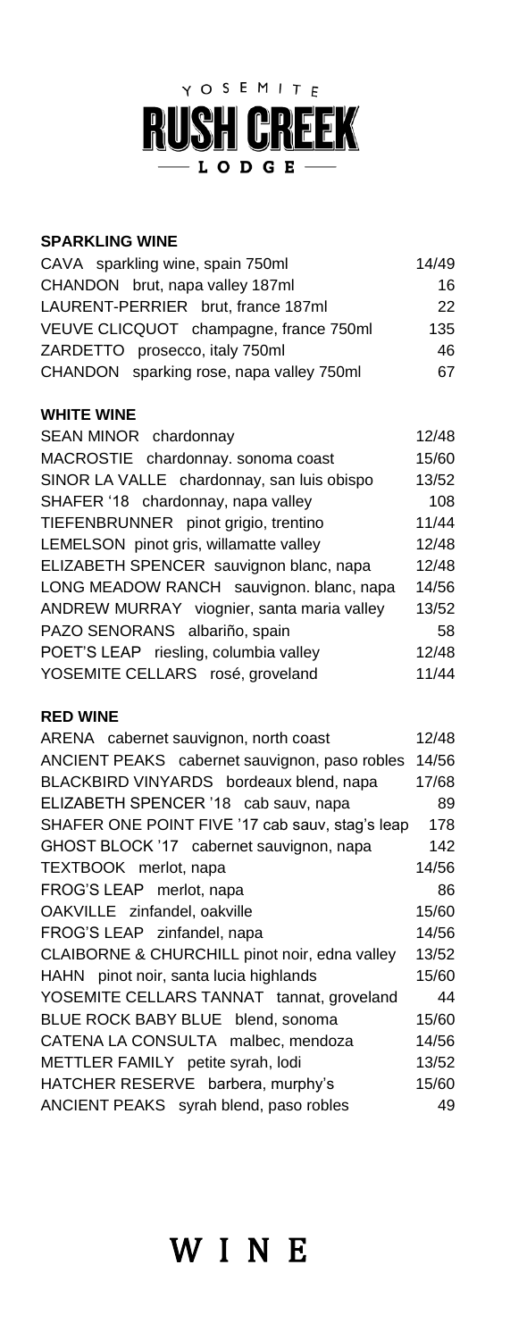YOSEMITE

# RUSH CREEK

LODGE

## SPARKLING WINE

| | |
|---|---|
| CAVA sparkling wine, spain 750ml | 14/49 |
| CHANDON brut, napa valley 187ml | 16 |
| LAURENT-PERRIER brut, france 187ml | 22 |
| VEUVE CLICQUOT champagne, france 750ml | 135 |
| ZARDETTO prosecco, italy 750ml | 46 |
| CHANDON sparking rose, napa valley 750ml | 67 |

## WHITE WINE

| | |
|---|---|
| SEAN MINOR chardonnay | 12/48 |
| MACROSTIE chardonnay. sonoma coast | 15/60 |
| SINOR LA VALLE chardonnay, san luis obispo | 13/52 |
| SHAFER '18 chardonnay, napa valley | 108 |
| TIEFENBRUNNER pinot grigio, trentino | 11/44 |
| LEMELSON pinot gris, willamatte valley | 12/48 |
| ELIZABETH SPENCER sauvignon blanc, napa | 12/48 |
| LONG MEADOW RANCH sauvignon. blanc, napa | 14/56 |
| ANDREW MURRAY viognier, santa maria valley | 13/52 |
| PAZO SENORANS albariño, spain | 58 |
| POET'S LEAP riesling, columbia valley | 12/48 |
| YOSEMITE CELLARS rosé, groveland | 11/44 |

## RED WINE

| | |
|---|---|
| ARENA cabernet sauvignon, north coast | 12/48 |
| ANCIENT PEAKS cabernet sauvignon, paso robles | 14/56 |
| BLACKBIRD VINYARDS bordeaux blend, napa | 17/68 |
| ELIZABETH SPENCER '18 cab sauv, napa | 89 |
| SHAFER ONE POINT FIVE '17 cab sauv, stag's leap | 178 |
| GHOST BLOCK '17 cabernet sauvignon, napa | 142 |
| TEXTBOOK merlot, napa | 14/56 |
| FROG'S LEAP merlot, napa | 86 |
| OAKVILLE zinfandel, oakville | 15/60 |
| FROG'S LEAP zinfandel, napa | 14/56 |
| CLAIBORNE & CHURCHILL pinot noir, edna valley | 13/52 |
| HAHN pinot noir, santa lucia highlands | 15/60 |
| YOSEMITE CELLARS TANNAT tannat, groveland | 44 |
| BLUE ROCK BABY BLUE blend, sonoma | 15/60 |
| CATENA LA CONSULTA malbec, mendoza | 14/56 |
| METTLER FAMILY petite syrah, lodi | 13/52 |
| HATCHER RESERVE barbera, murphy's | 15/60 |
| ANCIENT PEAKS syrah blend, paso robles | 49 |

# WINE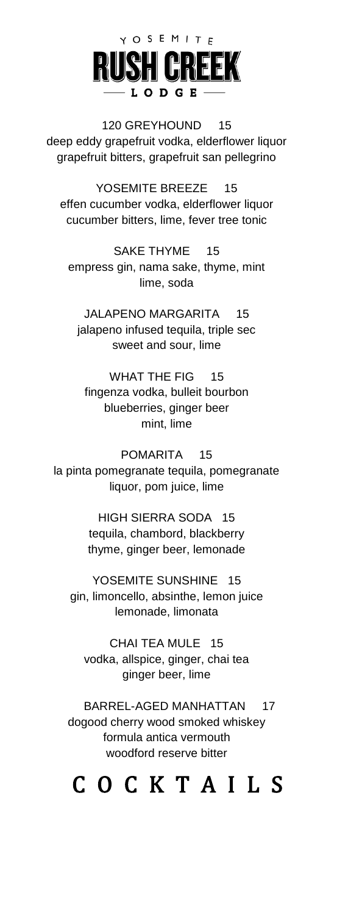# YOSEMITE RUSH CREEK LODGE

**120 GREYHOUND** 15
deep eddy grapefruit vodka, elderflower liquor
grapefruit bitters, grapefruit san pellegrino

**YOSEMITE BREEZE** 15
effen cucumber vodka, elderflower liquor
cucumber bitters, lime, fever tree tonic

**SAKE THYME** 15
empress gin, nama sake, thyme, mint
lime, soda

**JALAPENO MARGARITA** 15
jalapeno infused tequila, triple sec
sweet and sour, lime

**WHAT THE FIG** 15
fingenza vodka, bulleit bourbon
blueberries, ginger beer
mint, lime

**POMARITA** 15
la pinta pomegranate tequila, pomegranate
liquor, pom juice, lime

**HIGH SIERRA SODA** 15
tequila, chambord, blackberry
thyme, ginger beer, lemonade

**YOSEMITE SUNSHINE** 15
gin, limoncello, absinthe, lemon juice
lemonade, limonata

**CHAI TEA MULE** 15
vodka, allspice, ginger, chai tea
ginger beer, lime

**BARREL-AGED MANHATTAN** 17
dogood cherry wood smoked whiskey
formula antica vermouth
woodford reserve bitter

# COCKTAILS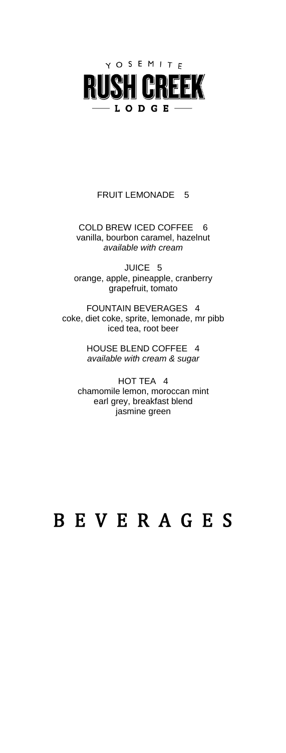YOSEMITE

# RUSH CREEK

LODGE

FRUIT LEMONADE 5

COLD BREW ICED COFFEE 6
vanilla, bourbon caramel, hazelnut
*available with cream*

JUICE 5
orange, apple, pineapple, cranberry
grapefruit, tomato

FOUNTAIN BEVERAGES 4
coke, diet coke, sprite, lemonade, mr pibb
iced tea, root beer

HOUSE BLEND COFFEE 4
*available with cream & sugar*

HOT TEA 4
chamomile lemon, moroccan mint
earl grey, breakfast blend
jasmine green

# BEVERAGES